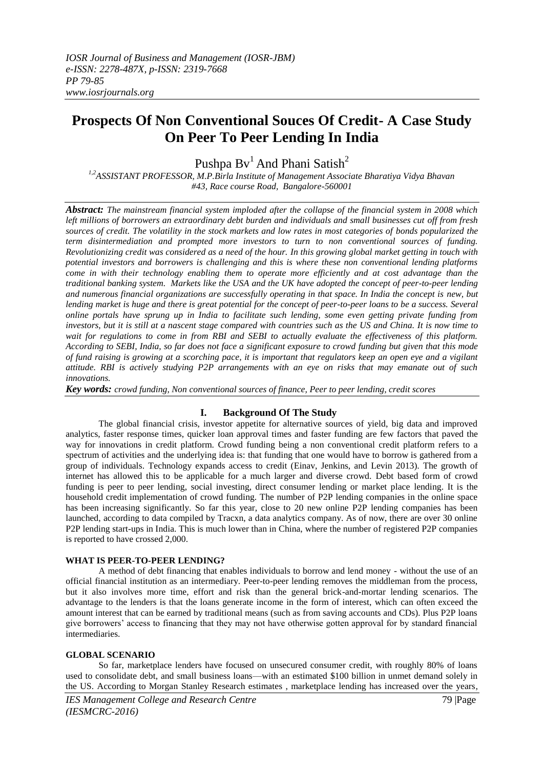# Prospects Of Non Conventional Souces Of Credit- A Case Study On Peer To Peer Lending In India

Pushpa Bv[1] And Phani Satish[2]

[1,2]ASSISTANT PROFESSOR, M.P.Birla Institute of Management Associate Bharatiya Vidya Bhavan #43, Race course Road, Bangalore-560001

***Abstract:*** *The mainstream financial system imploded after the collapse of the financial system in 2008 which left millions of borrowers an extraordinary debt burden and individuals and small businesses cut off from fresh sources of credit. The volatility in the stock markets and low rates in most categories of bonds popularized the term disintermediation and prompted more investors to turn to non conventional sources of funding. Revolutionizing credit was considered as a need of the hour. In this growing global market getting in touch with potential investors and borrowers is challenging and this is where these non conventional lending platforms come in with their technology enabling them to operate more efficiently and at cost advantage than the traditional banking system. Markets like the USA and the UK have adopted the concept of peer-to-peer lending and numerous financial organizations are successfully operating in that space. In India the concept is new, but lending market is huge and there is great potential for the concept of peer-to-peer loans to be a success. Several online portals have sprung up in India to facilitate such lending, some even getting private funding from investors, but it is still at a nascent stage compared with countries such as the US and China. It is now time to wait for regulations to come in from RBI and SEBI to actually evaluate the effectiveness of this platform. According to SEBI, India, so far does not face a significant exposure to crowd funding but given that this mode of fund raising is growing at a scorching pace, it is important that regulators keep an open eye and a vigilant attitude. RBI is actively studying P2P arrangements with an eye on risks that may emanate out of such innovations.*

***Key words:*** *crowd funding, Non conventional sources of finance, Peer to peer lending, credit scores*

## I. Background Of The Study

The global financial crisis, investor appetite for alternative sources of yield, big data and improved analytics, faster response times, quicker loan approval times and faster funding are few factors that paved the way for innovations in credit platform. Crowd funding being a non conventional credit platform refers to a spectrum of activities and the underlying idea is: that funding that one would have to borrow is gathered from a group of individuals. Technology expands access to credit (Einav, Jenkins, and Levin 2013). The growth of internet has allowed this to be applicable for a much larger and diverse crowd. Debt based form of crowd funding is peer to peer lending, social investing, direct consumer lending or market place lending. It is the household credit implementation of crowd funding. The number of P2P lending companies in the online space has been increasing significantly. So far this year, close to 20 new online P2P lending companies has been launched, according to data compiled by Tracxn, a data analytics company. As of now, there are over 30 online P2P lending start-ups in India. This is much lower than in China, where the number of registered P2P companies is reported to have crossed 2,000.

### WHAT IS PEER-TO-PEER LENDING?

A method of debt financing that enables individuals to borrow and lend money - without the use of an official financial institution as an intermediary. Peer-to-peer lending removes the middleman from the process, but it also involves more time, effort and risk than the general brick-and-mortar lending scenarios. The advantage to the lenders is that the loans generate income in the form of interest, which can often exceed the amount interest that can be earned by traditional means (such as from saving accounts and CDs). Plus P2P loans give borrowers' access to financing that they may not have otherwise gotten approval for by standard financial intermediaries.

### GLOBAL SCENARIO

So far, marketplace lenders have focused on unsecured consumer credit, with roughly 80% of loans used to consolidate debt, and small business loans—with an estimated $100 billion in unmet demand solely in the US. According to Morgan Stanley Research estimates , marketplace lending has increased over the years,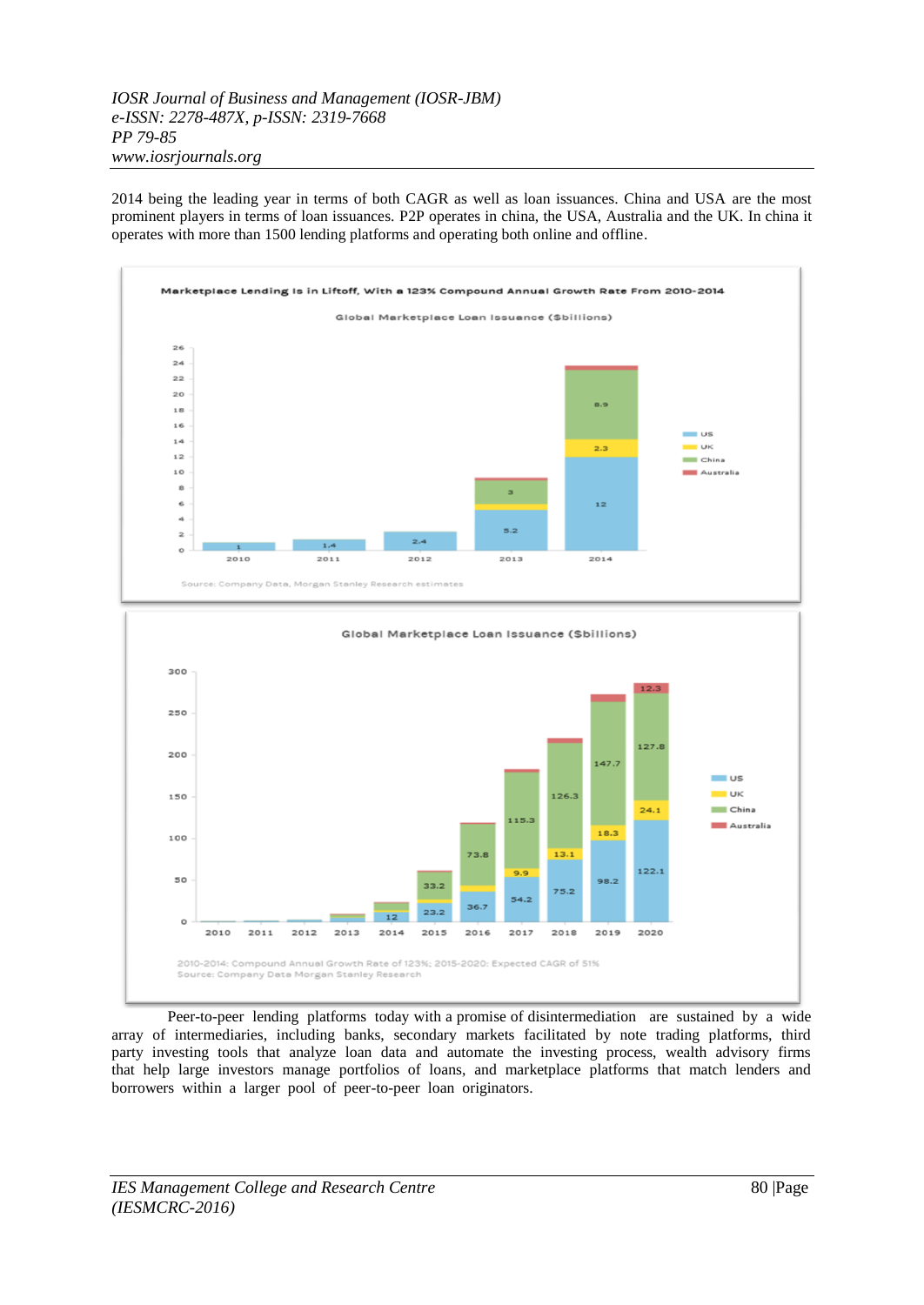2014 being the leading year in terms of both CAGR as well as loan issuances. China and USA are the most prominent players in terms of loan issuances. P2P operates in china, the USA, Australia and the UK. In china it operates with more than 1500 lending platforms and operating both online and offline.

**Marketplace Lending Is in Liftoff, With a 123% Compound Annual Growth Rate From 2010-2014**

Global Marketplace Loan Issuance ($billions)

| Year | US | UK | China | Australia |
|---|---|---|---|---|
| 2010 | 1 | | | |
| 2011 | 1.4 | | | |
| 2012 | 2.4 | | | |
| 2013 | 5.2 | | 3 | |
| 2014 | 12 | 2.3 | 8.9 | |

Source: Company Data, Morgan Stanley Research estimates

Global Marketplace Loan Issuance ($billions)

| Year | US | UK | China | Australia |
|---|---|---|---|---|
| 2010 | | | | |
| 2011 | | | | |
| 2012 | | | | |
| 2013 | | | | |
| 2014 | 12 | | | |
| 2015 | 23.2 | | 33.2 | |
| 2016 | 36.7 | | 73.8 | |
| 2017 | 54.2 | 9.9 | 115.3 | |
| 2018 | 75.2 | 13.1 | 126.3 | |
| 2019 | 98.2 | 18.3 | 147.7 | |
| 2020 | 122.1 | 24.1 | 127.8 | 12.3 |

2010-2014: Compound Annual Growth Rate of 123%; 2015-2020: Expected CAGR of 51%
Source: Company Data Morgan Stanley Research

Peer-to-peer lending platforms today with a promise of disintermediation are sustained by a wide array of intermediaries, including banks, secondary markets facilitated by note trading platforms, third party investing tools that analyze loan data and automate the investing process, wealth advisory firms that help large investors manage portfolios of loans, and marketplace platforms that match lenders and borrowers within a larger pool of peer-to-peer loan originators.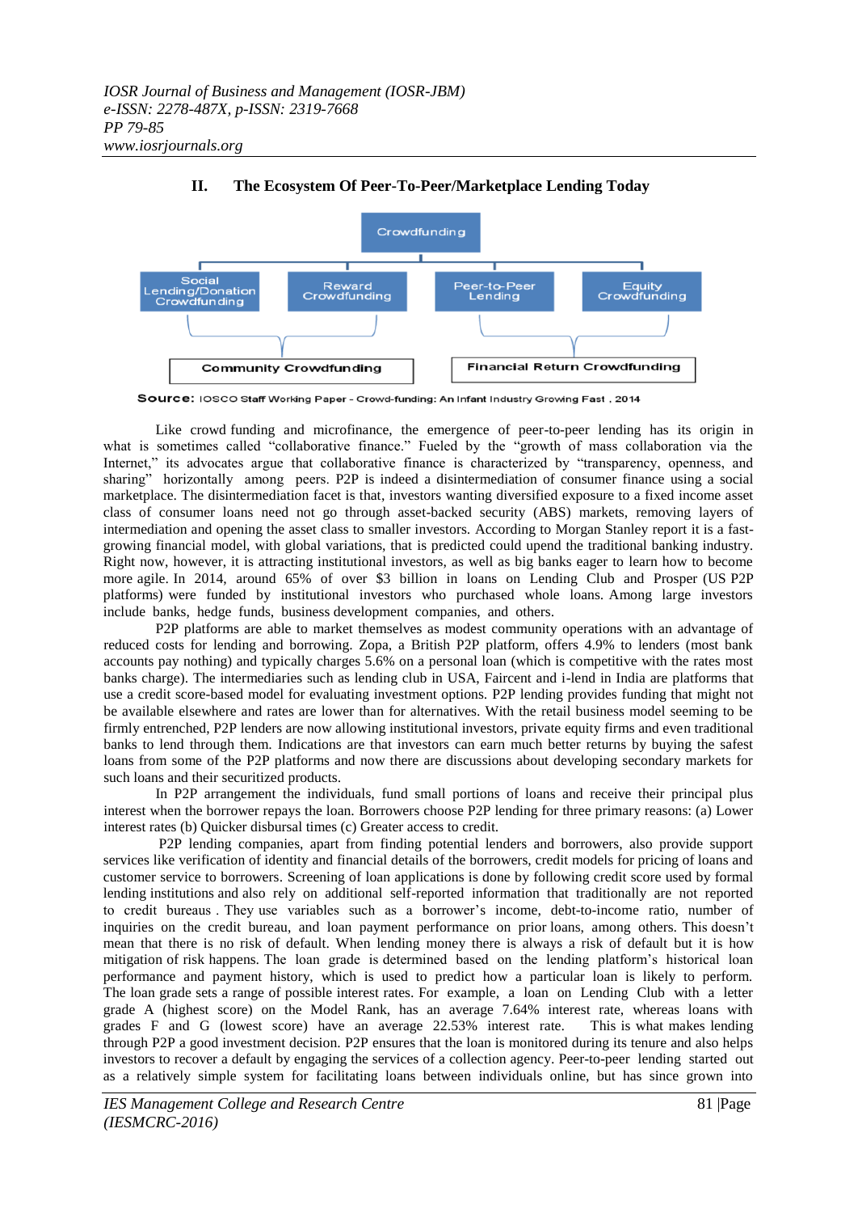## II. The Ecosystem Of Peer-To-Peer/Marketplace Lending Today

Crowdfunding

Social Lending/Donation Crowdfunding | Reward Crowdfunding | Peer-to-Peer Lending | Equity Crowdfunding

Community Crowdfunding | Financial Return Crowdfunding

**Source:** IOSCO Staff Working Paper - Crowd-funding: An Infant Industry Growing Fast , 2014

Like crowd funding and microfinance, the emergence of peer-to-peer lending has its origin in what is sometimes called "collaborative finance." Fueled by the "growth of mass collaboration via the Internet," its advocates argue that collaborative finance is characterized by "transparency, openness, and sharing" horizontally among peers. P2P is indeed a disintermediation of consumer finance using a social marketplace. The disintermediation facet is that, investors wanting diversified exposure to a fixed income asset class of consumer loans need not go through asset-backed security (ABS) markets, removing layers of intermediation and opening the asset class to smaller investors. According to Morgan Stanley report it is a fast-growing financial model, with global variations, that is predicted could upend the traditional banking industry. Right now, however, it is attracting institutional investors, as well as big banks eager to learn how to become more agile. In 2014, around 65% of over $3 billion in loans on Lending Club and Prosper (US P2P platforms) were funded by institutional investors who purchased whole loans. Among large investors include banks, hedge funds, business development companies, and others.

P2P platforms are able to market themselves as modest community operations with an advantage of reduced costs for lending and borrowing. Zopa, a British P2P platform, offers 4.9% to lenders (most bank accounts pay nothing) and typically charges 5.6% on a personal loan (which is competitive with the rates most banks charge). The intermediaries such as lending club in USA, Faircent and i-lend in India are platforms that use a credit score-based model for evaluating investment options. P2P lending provides funding that might not be available elsewhere and rates are lower than for alternatives. With the retail business model seeming to be firmly entrenched, P2P lenders are now allowing institutional investors, private equity firms and even traditional banks to lend through them. Indications are that investors can earn much better returns by buying the safest loans from some of the P2P platforms and now there are discussions about developing secondary markets for such loans and their securitized products.

In P2P arrangement the individuals, fund small portions of loans and receive their principal plus interest when the borrower repays the loan. Borrowers choose P2P lending for three primary reasons: (a) Lower interest rates (b) Quicker disbursal times (c) Greater access to credit.

P2P lending companies, apart from finding potential lenders and borrowers, also provide support services like verification of identity and financial details of the borrowers, credit models for pricing of loans and customer service to borrowers. Screening of loan applications is done by following credit score used by formal lending institutions and also rely on additional self-reported information that traditionally are not reported to credit bureaus . They use variables such as a borrower's income, debt-to-income ratio, number of inquiries on the credit bureau, and loan payment performance on prior loans, among others. This doesn't mean that there is no risk of default. When lending money there is always a risk of default but it is how mitigation of risk happens. The loan grade is determined based on the lending platform's historical performance and payment history, which is used to predict how a particular loan is likely to perform. The loan grade sets a range of possible interest rates. For example, a loan on Lending Club with a letter grade A (highest score) on the Model Rank, has an average 7.64% interest rate, whereas loans with grades F and G (lowest score) have an average 22.53% interest rate. This is what makes lending through P2P a good investment decision. P2P ensures that the loan is monitored during its tenure and also helps investors to recover a default by engaging the services of a collection agency. Peer-to-peer lending started out as a relatively simple system for facilitating loans between individuals online, but has since grown into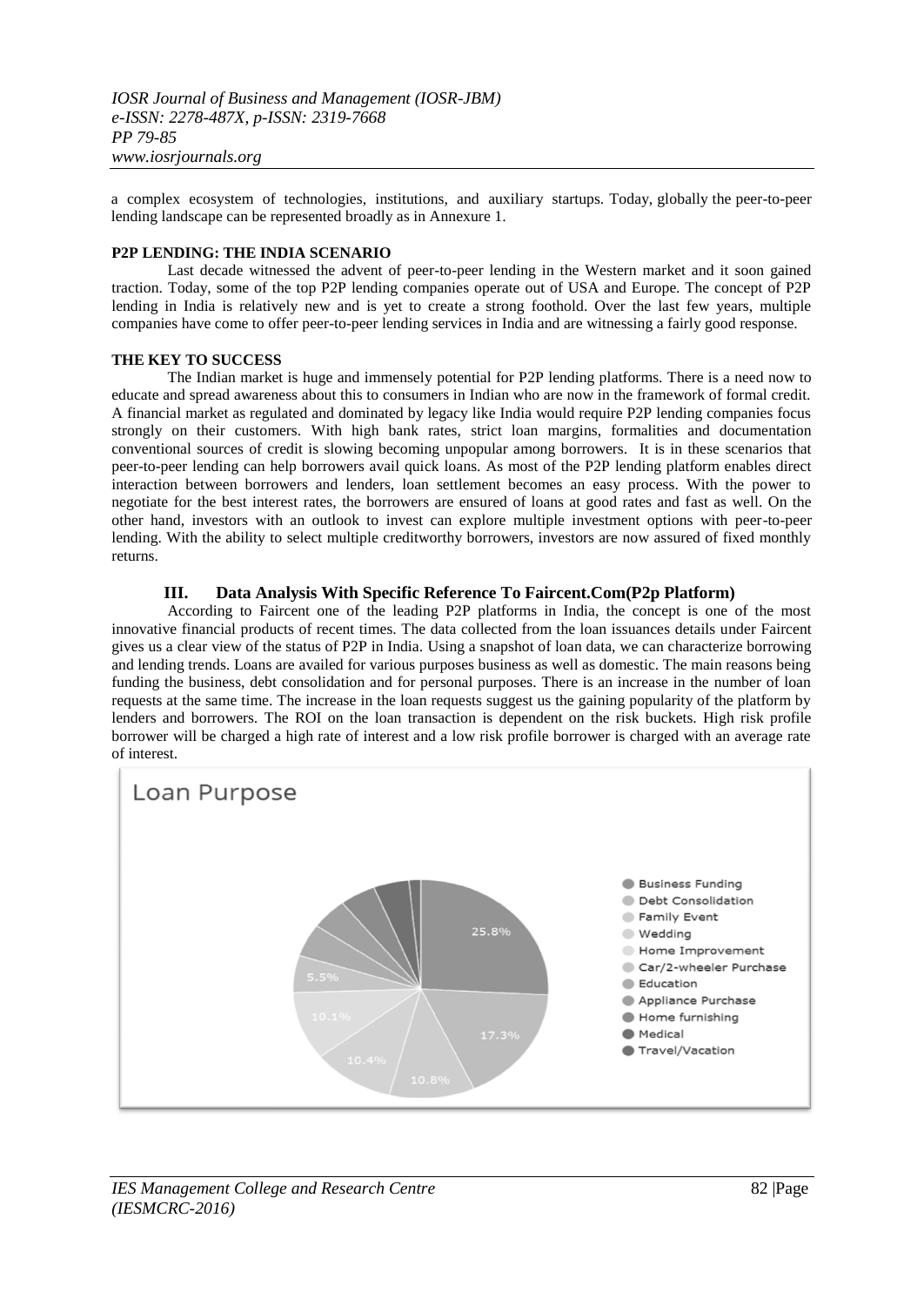a complex ecosystem of technologies, institutions, and auxiliary startups. Today, globally the peer-to-peer lending landscape can be represented broadly as in Annexure 1.

**P2P LENDING: THE INDIA SCENARIO**

Last decade witnessed the advent of peer-to-peer lending in the Western market and it soon gained traction. Today, some of the top P2P lending companies operate out of USA and Europe. The concept of P2P lending in India is relatively new and is yet to create a strong foothold. Over the last few years, multiple companies have come to offer peer-to-peer lending services in India and are witnessing a fairly good response.

**THE KEY TO SUCCESS**

The Indian market is huge and immensely potential for P2P lending platforms. There is a need now to educate and spread awareness about this to consumers in Indian who are now in the framework of formal credit. A financial market as regulated and dominated by legacy like India would require P2P lending companies focus strongly on their customers. With high bank rates, strict loan margins, formalities and documentation conventional sources of credit is slowing becoming unpopular among borrowers. It is in these scenarios that peer-to-peer lending can help borrowers avail quick loans. As most of the P2P lending platform enables direct interaction between borrowers and lenders, loan settlement becomes an easy process. With the power to negotiate for the best interest rates, the borrowers are ensured of loans at good rates and fast as well. On the other hand, investors with an outlook to invest can explore multiple investment options with peer-to-peer lending. With the ability to select multiple creditworthy borrowers, investors are now assured of fixed monthly returns.

## III. Data Analysis With Specific Reference To Faircent.Com(P2p Platform)

According to Faircent one of the leading P2P platforms in India, the concept is one of the most innovative financial products of recent times. The data collected from the loan issuances details under Faircent gives us a clear view of the status of P2P in India. Using a snapshot of loan data, we can characterize borrowing and lending trends. Loans are availed for various purposes business as well as domestic. The main reasons being funding the business, debt consolidation and for personal purposes. There is an increase in the number of loan requests at the same time. The increase in the loan requests suggest us the gaining popularity of the platform by lenders and borrowers. The ROI on the loan transaction is dependent on the risk buckets. High risk profile borrower will be charged a high rate of interest and a low risk profile borrower is charged with an average rate of interest.

**Loan Purpose**

| Loan Purpose | Share |
|---|---|
| Business Funding | 25.8% |
| Debt Consolidation | 17.3% |
| Family Event | 10.8% |
| Wedding | 10.4% |
| Home Improvement | 10.1% |
| Car/2-wheeler Purchase | 5.5% |
| Education | |
| Appliance Purchase | |
| Home furnishing | |
| Medical | |
| Travel/Vacation | |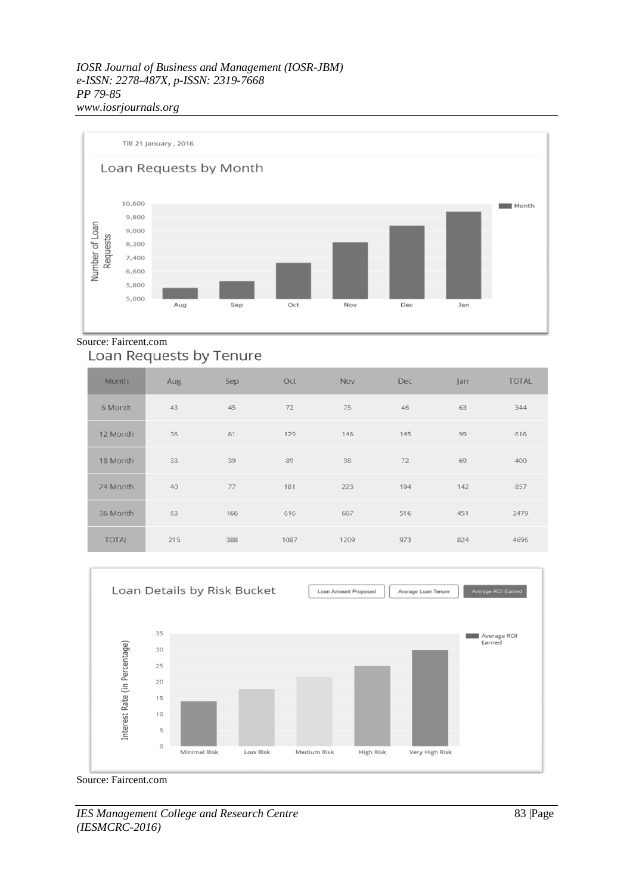Till 21 January , 2016

Loan Requests by Month

Source: Faircent.com

Loan Requests by Tenure

| Month | Aug | Sep | Oct | Nov | Dec | Jan | TOTAL |
|---|---|---|---|---|---|---|---|
| 6 Month | 43 | 45 | 72 | 75 | 46 | 63 | 344 |
| 12 Month | 36 | 61 | 129 | 146 | 145 | 99 | 616 |
| 18 Month | 33 | 39 | 89 | 98 | 72 | 69 | 400 |
| 24 Month | 40 | 77 | 181 | 223 | 194 | 142 | 857 |
| 36 Month | 63 | 166 | 616 | 667 | 516 | 451 | 2479 |
| TOTAL | 215 | 388 | 1087 | 1209 | 973 | 824 | 4696 |

Loan Details by Risk Bucket

Source: Faircent.com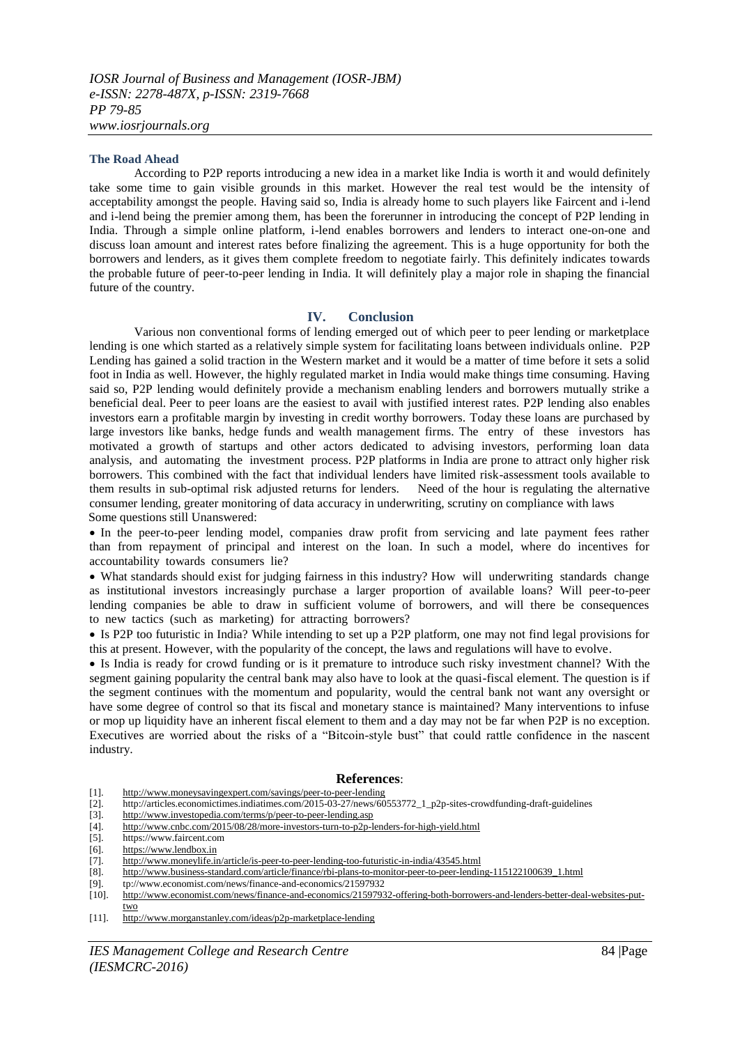### The Road Ahead

According to P2P reports introducing a new idea in a market like India is worth it and would definitely take some time to gain visible grounds in this market. However the real test would be the intensity of acceptability amongst the people. Having said so, India is already home to such players like Faircent and i-lend and i-lend being the premier among them, has been the forerunner in introducing the concept of P2P lending in India. Through a simple online platform, i-lend enables borrowers and lenders to interact one-on-one and discuss loan amount and interest rates before finalizing the agreement. This is a huge opportunity for both the borrowers and lenders, as it gives them complete freedom to negotiate fairly. This definitely indicates towards the probable future of peer-to-peer lending in India. It will definitely play a major role in shaping the financial future of the country.

## IV. Conclusion

Various non conventional forms of lending emerged out of which peer to peer lending or marketplace lending is one which started as a relatively simple system for facilitating loans between individuals online. P2P Lending has gained a solid traction in the Western market and it would be a matter of time before it sets a solid foot in India as well. However, the highly regulated market in India would make things time consuming. Having said so, P2P lending would definitely provide a mechanism enabling lenders and borrowers mutually strike a beneficial deal. Peer to peer loans are the easiest to avail with justified interest rates. P2P lending also enables investors earn a profitable margin by investing in credit worthy borrowers. Today these loans are purchased by large investors like banks, hedge funds and wealth management firms. The entry of these investors has motivated a growth of startups and other actors dedicated to advising investors, performing loan data analysis, and automating the investment process. P2P platforms in India are prone to attract only higher risk borrowers. This combined with the fact that individual lenders have limited risk-assessment tools available to them results in sub-optimal risk adjusted returns for lenders. Need of the hour is regulating the alternative consumer lending, greater monitoring of data accuracy in underwriting, scrutiny on compliance with laws

Some questions still Unanswered:

- In the peer-to-peer lending model, companies draw profit from servicing and late payment fees rather than from repayment of principal and interest on the loan. In such a model, where do incentives for accountability towards consumers lie?
- What standards should exist for judging fairness in this industry? How will underwriting standards change as institutional investors increasingly purchase a larger proportion of available loans? Will peer-to-peer lending companies be able to draw in sufficient volume of borrowers, and will there be consequences to new tactics (such as marketing) for attracting borrowers?
- Is P2P too futuristic in India? While intending to set up a P2P platform, one may not find legal provisions for this at present. However, with the popularity of the concept, the laws and regulations will have to evolve.
- Is India ready for crowd funding or is it premature to introduce such risky investment channel? With the segment gaining popularity the central bank may also have to look at the quasi-fiscal element. The question is if the segment continues with the momentum and popularity, would the central bank not want any oversight or have some degree of control so that its fiscal and monetary stance is maintained? Many interventions to infuse or mop up liquidity have an inherent fiscal element to them and a day may not be far when P2P is no exception. Executives are worried about the risks of a "Bitcoin-style bust" that could rattle confidence in the nascent industry.

## References:

[1]. http://www.moneysavingexpert.com/savings/peer-to-peer-lending
[2]. http://articles.economictimes.indiatimes.com/2015-03-27/news/60553772_1_p2p-sites-crowdfunding-draft-guidelines
[3]. http://www.investopedia.com/terms/p/peer-to-peer-lending.asp
[4]. http://www.cnbc.com/2015/08/28/more-investors-turn-to-p2p-lenders-for-high-yield.html
[5]. https://www.faircent.com
[6]. https://www.lendbox.in
[7]. http://www.moneylife.in/article/is-peer-to-peer-lending-too-futuristic-in-india/43545.html
[8]. http://www.business-standard.com/article/finance/rbi-plans-to-monitor-peer-to-peer-lending-115122100639_1.html
[9]. tp://www.economist.com/news/finance-and-economics/21597932
[10]. http://www.economist.com/news/finance-and-economics/21597932-offering-both-borrowers-and-lenders-better-deal-websites-put-two
[11]. http://www.morganstanley.com/ideas/p2p-marketplace-lending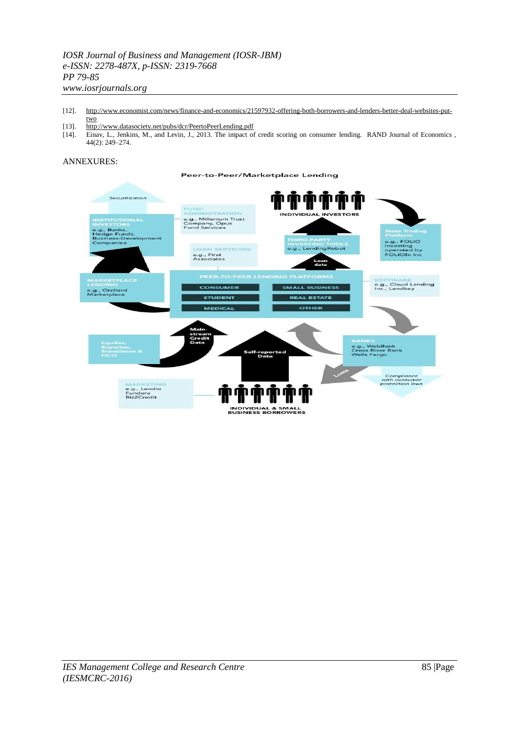[12]. http://www.economist.com/news/finance-and-economics/21597932-offering-both-borrowers-and-lenders-better-deal-websites-put-two

[13]. http://www.datasociety.net/pubs/dcr/PeertoPeerLending.pdf

[14]. Einav, L., Jenkins, M., and Levin, J., 2013. The impact of credit scoring on consumer lending. RAND Journal of Economics , 44(2): 249–274.

ANNEXURES:

Peer-to-Peer/Marketplace Lending

Securitization

INSTITUTIONAL INVESTORS
e.g., Banks, Hedge Funds, Business-Development Companies

FUND ADMINISTRATION
e.g., Millenium Trust Company, Opus Fund Services

INDIVIDUAL INVESTORS

Note Trading Platform
e.g., FOLIO Investing operated by FOLIOfn Inc

THIRD-PARTY INVESTING TOOLS
e.g., LendingRobot

LOAN SERVICING
e.g., First Associates

Loan data

MARKETPLACE LENDING
e.g., Orchard Marketplace

PEER-TO-PEER LENDING PLATFORMS
CONSUMER
SMALL BUSINESS
STUDENT
REAL ESTATE
MEDICAL
OTHER

SOFTWARE
e.g., Cloud Lending Inc., Lendkey

Equifax, Experian, TransUnion & FICO

Main-stream Credit Data

Self-reported Data

BANKS
e.g., WebBank
Cross River Bank
Wells Fargo

Loans

Compliance with consumer protection laws

MARKETING
e.g., Lendio
Fundera
Biz2Credit

INDIVIDUAL & SMALL BUSINESS BORROWERS